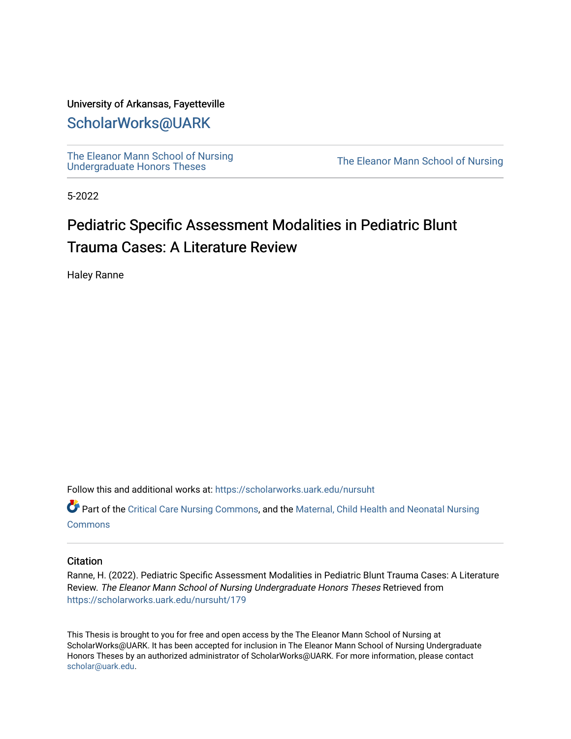University of Arkansas, Fayetteville

ScholarWorks@UARK

The Eleanor Mann School of Nursing Undergraduate Honors Theses

The Eleanor Mann School of Nursing

5-2022

# Pediatric Specific Assessment Modalities in Pediatric Blunt Trauma Cases: A Literature Review

Haley Ranne

Follow this and additional works at: https://scholarworks.uark.edu/nursuht

Part of the Critical Care Nursing Commons, and the Maternal, Child Health and Neonatal Nursing Commons

## Citation

Ranne, H. (2022). Pediatric Specific Assessment Modalities in Pediatric Blunt Trauma Cases: A Literature Review. *The Eleanor Mann School of Nursing Undergraduate Honors Theses* Retrieved from https://scholarworks.uark.edu/nursuht/179

This Thesis is brought to you for free and open access by the The Eleanor Mann School of Nursing at ScholarWorks@UARK. It has been accepted for inclusion in The Eleanor Mann School of Nursing Undergraduate Honors Theses by an authorized administrator of ScholarWorks@UARK. For more information, please contact scholar@uark.edu.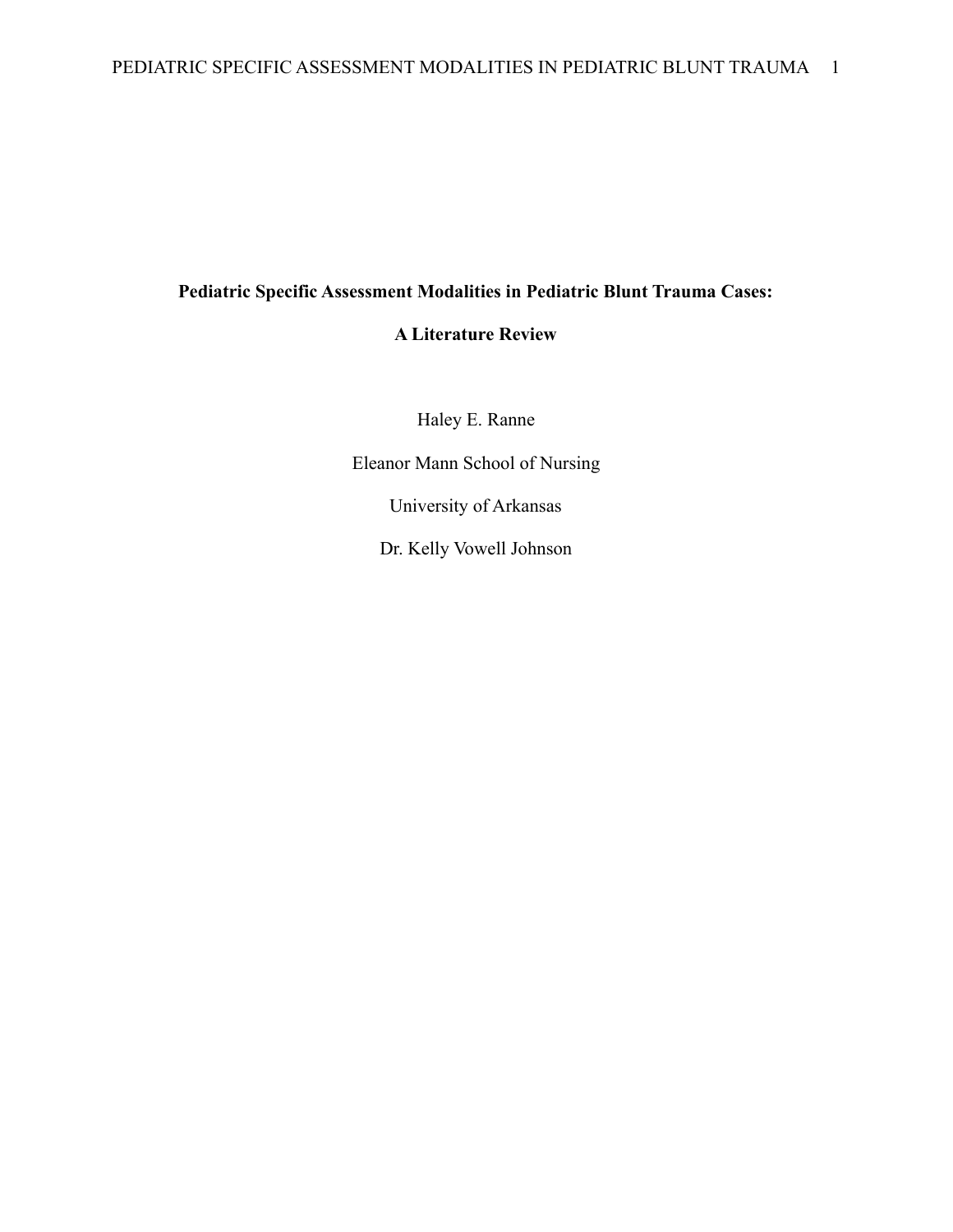# Pediatric Specific Assessment Modalities in Pediatric Blunt Trauma Cases: A Literature Review

Haley E. Ranne

Eleanor Mann School of Nursing

University of Arkansas

Dr. Kelly Vowell Johnson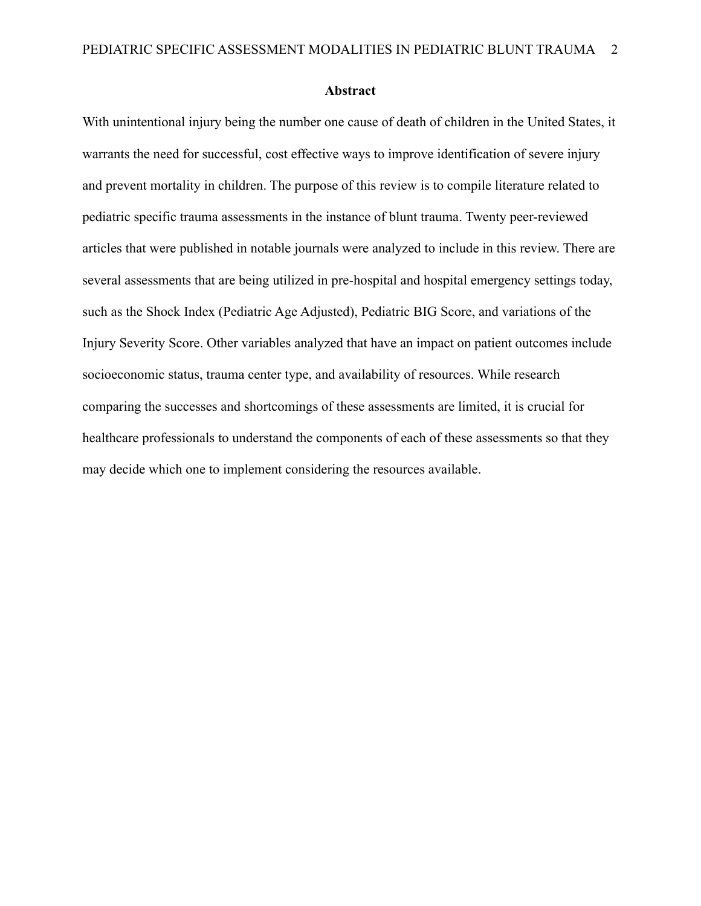## Abstract

With unintentional injury being the number one cause of death of children in the United States, it warrants the need for successful, cost effective ways to improve identification of severe injury and prevent mortality in children. The purpose of this review is to compile literature related to pediatric specific trauma assessments in the instance of blunt trauma. Twenty peer-reviewed articles that were published in notable journals were analyzed to include in this review. There are several assessments that are being utilized in pre-hospital and hospital emergency settings today, such as the Shock Index (Pediatric Age Adjusted), Pediatric BIG Score, and variations of the Injury Severity Score. Other variables analyzed that have an impact on patient outcomes include socioeconomic status, trauma center type, and availability of resources. While research comparing the successes and shortcomings of these assessments are limited, it is crucial for healthcare professionals to understand the components of each of these assessments so that they may decide which one to implement considering the resources available.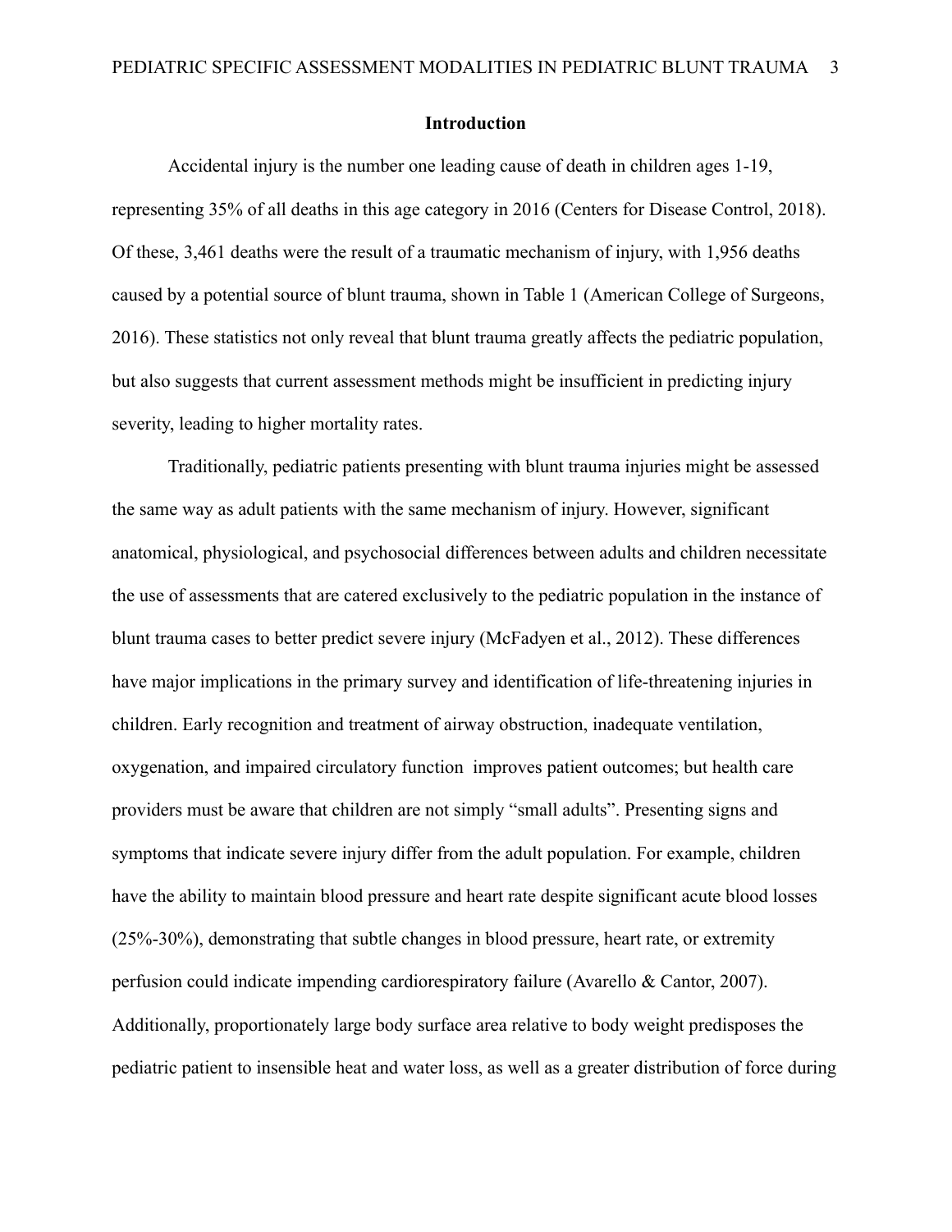## Introduction

Accidental injury is the number one leading cause of death in children ages 1-19, representing 35% of all deaths in this age category in 2016 (Centers for Disease Control, 2018). Of these, 3,461 deaths were the result of a traumatic mechanism of injury, with 1,956 deaths caused by a potential source of blunt trauma, shown in Table 1 (American College of Surgeons, 2016). These statistics not only reveal that blunt trauma greatly affects the pediatric population, but also suggests that current assessment methods might be insufficient in predicting injury severity, leading to higher mortality rates.

Traditionally, pediatric patients presenting with blunt trauma injuries might be assessed the same way as adult patients with the same mechanism of injury. However, significant anatomical, physiological, and psychosocial differences between adults and children necessitate the use of assessments that are catered exclusively to the pediatric population in the instance of blunt trauma cases to better predict severe injury (McFadyen et al., 2012). These differences have major implications in the primary survey and identification of life-threatening injuries in children. Early recognition and treatment of airway obstruction, inadequate ventilation, oxygenation, and impaired circulatory function improves patient outcomes; but health care providers must be aware that children are not simply "small adults". Presenting signs and symptoms that indicate severe injury differ from the adult population. For example, children have the ability to maintain blood pressure and heart rate despite significant acute blood losses (25%-30%), demonstrating that subtle changes in blood pressure, heart rate, or extremity perfusion could indicate impending cardiorespiratory failure (Avarello & Cantor, 2007). Additionally, proportionately large body surface area relative to body weight predisposes the pediatric patient to insensible heat and water loss, as well as a greater distribution of force during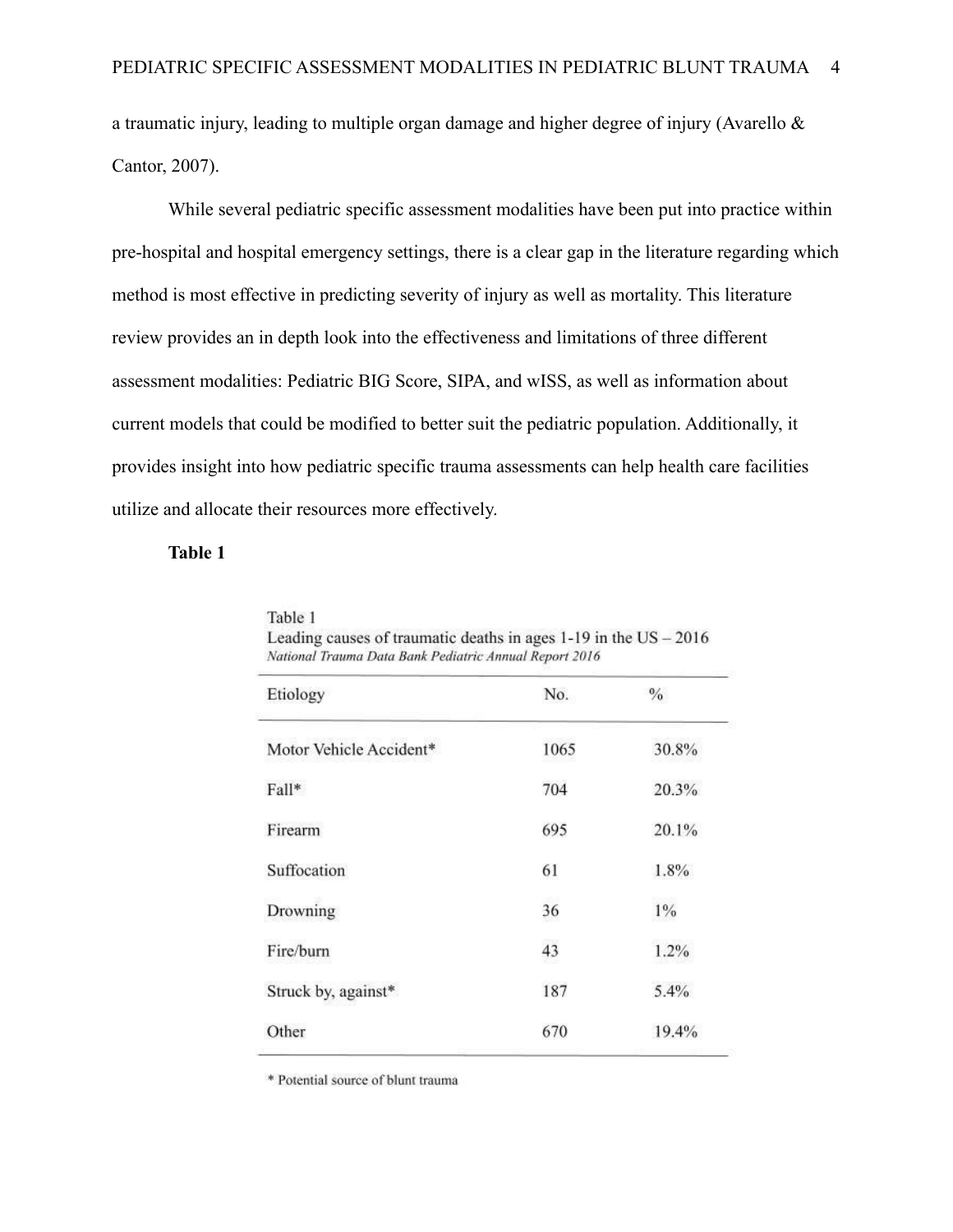a traumatic injury, leading to multiple organ damage and higher degree of injury (Avarello & Cantor, 2007).

While several pediatric specific assessment modalities have been put into practice within pre-hospital and hospital emergency settings, there is a clear gap in the literature regarding which method is most effective in predicting severity of injury as well as mortality. This literature review provides an in depth look into the effectiveness and limitations of three different assessment modalities: Pediatric BIG Score, SIPA, and wISS, as well as information about current models that could be modified to better suit the pediatric population. Additionally, it provides insight into how pediatric specific trauma assessments can help health care facilities utilize and allocate their resources more effectively.

**Table 1**

Table 1
Leading causes of traumatic deaths in ages 1-19 in the US – 2016
*National Trauma Data Bank Pediatric Annual Report 2016*

| Etiology | No. | % |
|---|---|---|
| Motor Vehicle Accident* | 1065 | 30.8% |
| Fall* | 704 | 20.3% |
| Firearm | 695 | 20.1% |
| Suffocation | 61 | 1.8% |
| Drowning | 36 | 1% |
| Fire/burn | 43 | 1.2% |
| Struck by, against* | 187 | 5.4% |
| Other | 670 | 19.4% |

* Potential source of blunt trauma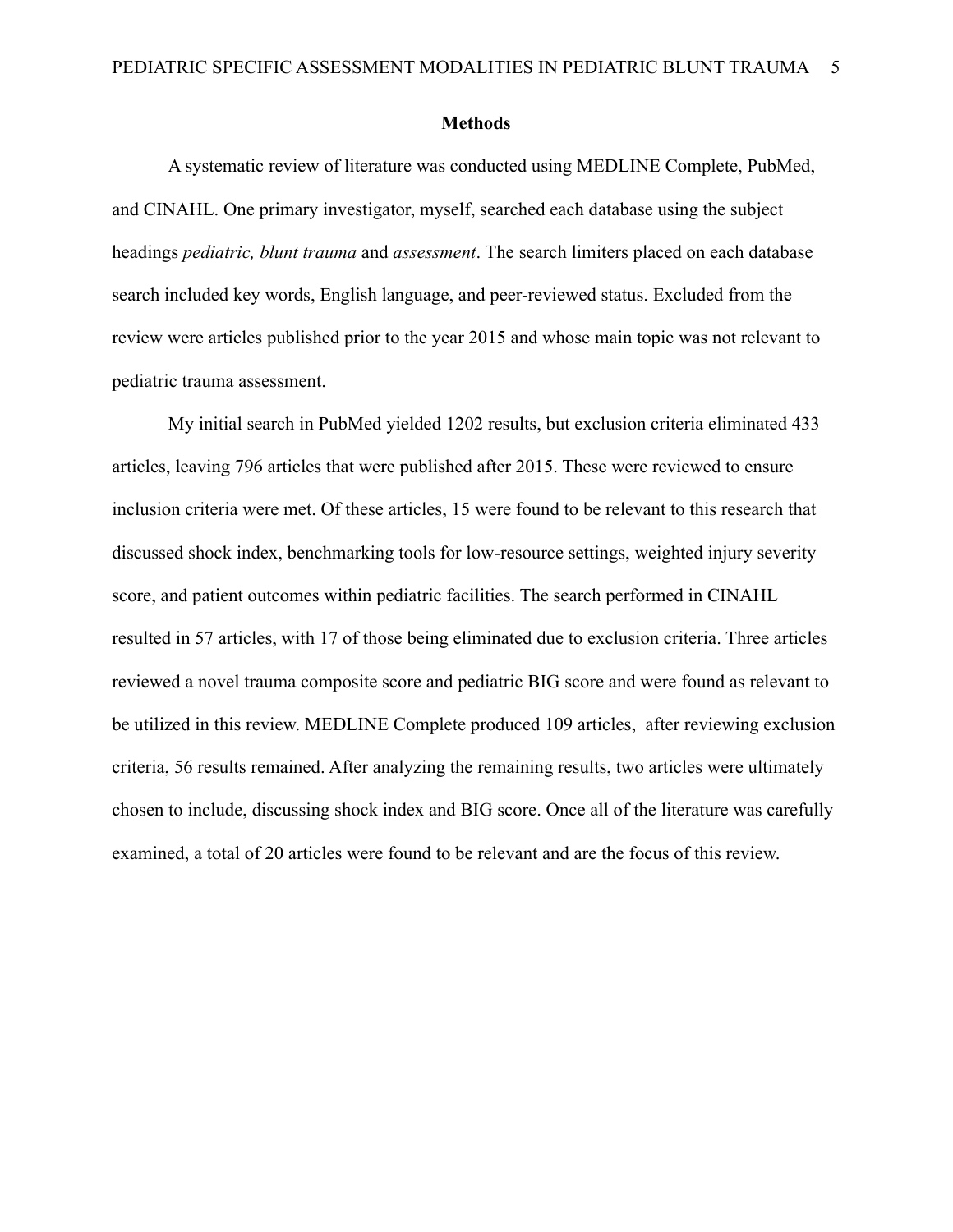## Methods

A systematic review of literature was conducted using MEDLINE Complete, PubMed, and CINAHL. One primary investigator, myself, searched each database using the subject headings *pediatric, blunt trauma* and *assessment*. The search limiters placed on each database search included key words, English language, and peer-reviewed status. Excluded from the review were articles published prior to the year 2015 and whose main topic was not relevant to pediatric trauma assessment.

My initial search in PubMed yielded 1202 results, but exclusion criteria eliminated 433 articles, leaving 796 articles that were published after 2015. These were reviewed to ensure inclusion criteria were met. Of these articles, 15 were found to be relevant to this research that discussed shock index, benchmarking tools for low-resource settings, weighted injury severity score, and patient outcomes within pediatric facilities. The search performed in CINAHL resulted in 57 articles, with 17 of those being eliminated due to exclusion criteria. Three articles reviewed a novel trauma composite score and pediatric BIG score and were found as relevant to be utilized in this review. MEDLINE Complete produced 109 articles,  after reviewing exclusion criteria, 56 results remained. After analyzing the remaining results, two articles were ultimately chosen to include, discussing shock index and BIG score. Once all of the literature was carefully examined, a total of 20 articles were found to be relevant and are the focus of this review.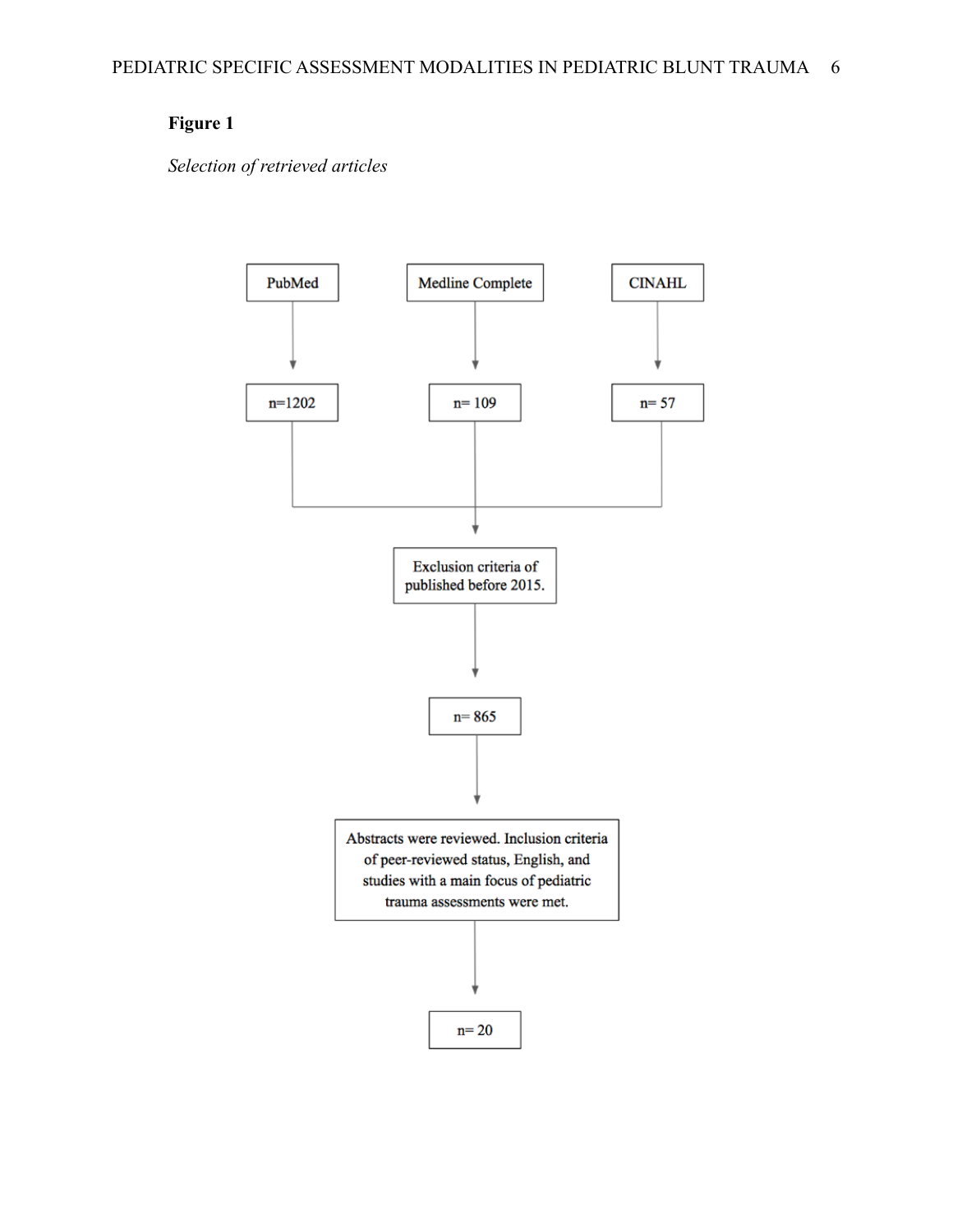**Figure 1**

*Selection of retrieved articles*

PubMed → n=1202

Medline Complete → n= 109

CINAHL → n= 57

Exclusion criteria of published before 2015.

n= 865

Abstracts were reviewed. Inclusion criteria of peer-reviewed status, English, and studies with a main focus of pediatric trauma assessments were met.

n= 20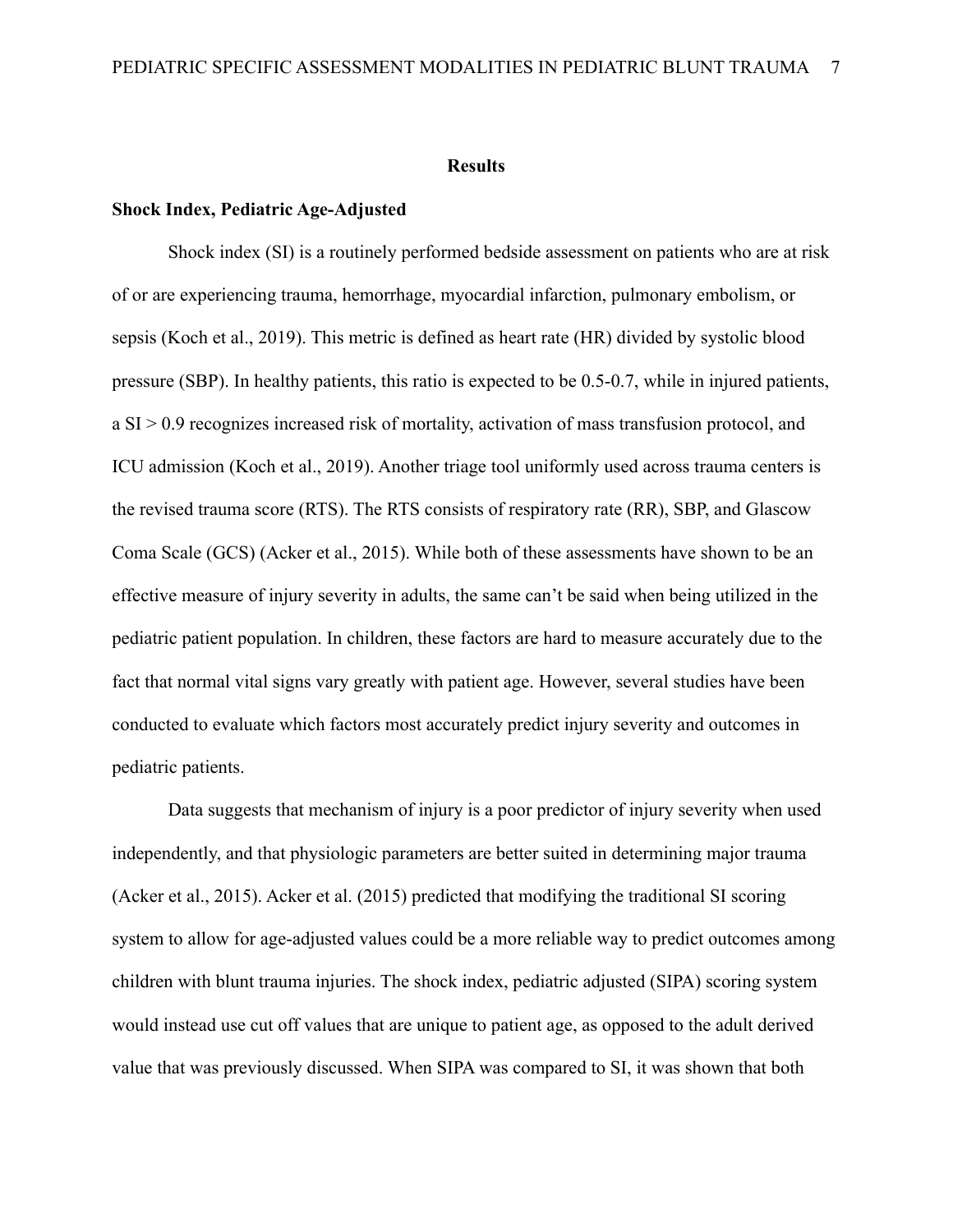## Results

### Shock Index, Pediatric Age-Adjusted

Shock index (SI) is a routinely performed bedside assessment on patients who are at risk of or are experiencing trauma, hemorrhage, myocardial infarction, pulmonary embolism, or sepsis (Koch et al., 2019). This metric is defined as heart rate (HR) divided by systolic blood pressure (SBP). In healthy patients, this ratio is expected to be 0.5-0.7, while in injured patients, a SI > 0.9 recognizes increased risk of mortality, activation of mass transfusion protocol, and ICU admission (Koch et al., 2019). Another triage tool uniformly used across trauma centers is the revised trauma score (RTS). The RTS consists of respiratory rate (RR), SBP, and Glascow Coma Scale (GCS) (Acker et al., 2015). While both of these assessments have shown to be an effective measure of injury severity in adults, the same can't be said when being utilized in the pediatric patient population. In children, these factors are hard to measure accurately due to the fact that normal vital signs vary greatly with patient age. However, several studies have been conducted to evaluate which factors most accurately predict injury severity and outcomes in pediatric patients.

Data suggests that mechanism of injury is a poor predictor of injury severity when used independently, and that physiologic parameters are better suited in determining major trauma (Acker et al., 2015). Acker et al. (2015) predicted that modifying the traditional SI scoring system to allow for age-adjusted values could be a more reliable way to predict outcomes among children with blunt trauma injuries. The shock index, pediatric adjusted (SIPA) scoring system would instead use cut off values that are unique to patient age, as opposed to the adult derived value that was previously discussed. When SIPA was compared to SI, it was shown that both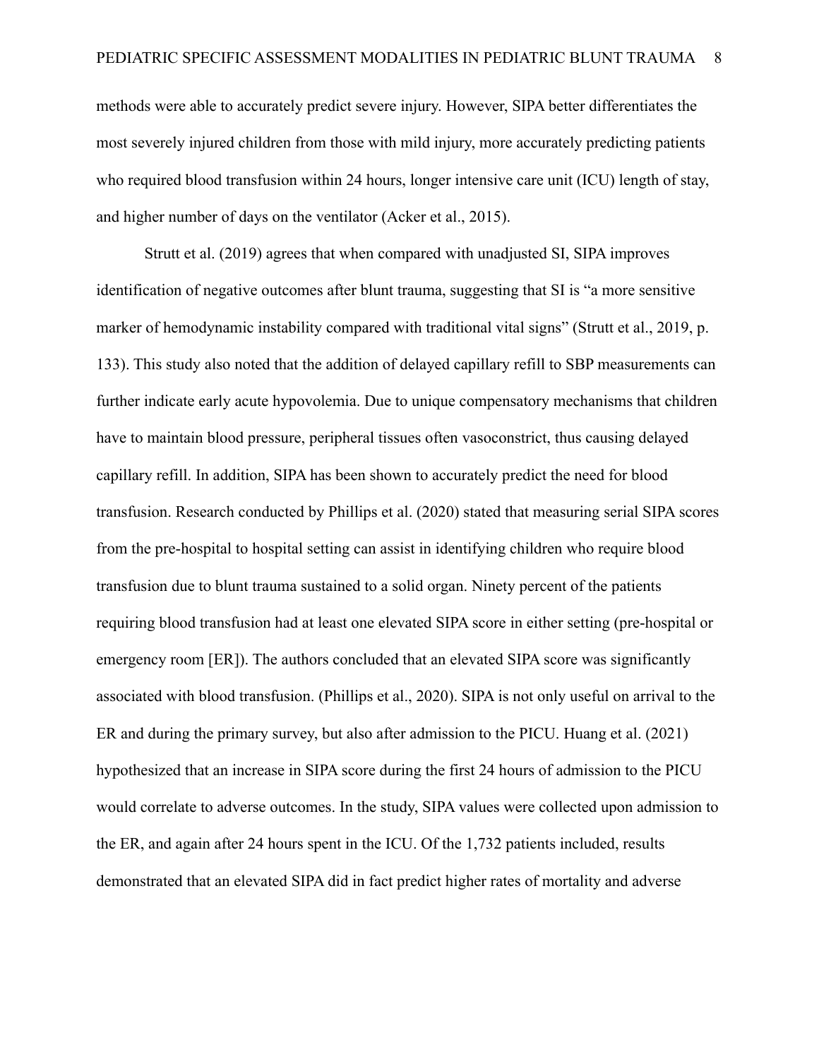methods were able to accurately predict severe injury. However, SIPA better differentiates the most severely injured children from those with mild injury, more accurately predicting patients who required blood transfusion within 24 hours, longer intensive care unit (ICU) length of stay, and higher number of days on the ventilator (Acker et al., 2015).

Strutt et al. (2019) agrees that when compared with unadjusted SI, SIPA improves identification of negative outcomes after blunt trauma, suggesting that SI is "a more sensitive marker of hemodynamic instability compared with traditional vital signs" (Strutt et al., 2019, p. 133). This study also noted that the addition of delayed capillary refill to SBP measurements can further indicate early acute hypovolemia. Due to unique compensatory mechanisms that children have to maintain blood pressure, peripheral tissues often vasoconstrict, thus causing delayed capillary refill. In addition, SIPA has been shown to accurately predict the need for blood transfusion. Research conducted by Phillips et al. (2020) stated that measuring serial SIPA scores from the pre-hospital to hospital setting can assist in identifying children who require blood transfusion due to blunt trauma sustained to a solid organ. Ninety percent of the patients requiring blood transfusion had at least one elevated SIPA score in either setting (pre-hospital or emergency room [ER]). The authors concluded that an elevated SIPA score was significantly associated with blood transfusion. (Phillips et al., 2020). SIPA is not only useful on arrival to the ER and during the primary survey, but also after admission to the PICU. Huang et al. (2021) hypothesized that an increase in SIPA score during the first 24 hours of admission to the PICU would correlate to adverse outcomes. In the study, SIPA values were collected upon admission to the ER, and again after 24 hours spent in the ICU. Of the 1,732 patients included, results demonstrated that an elevated SIPA did in fact predict higher rates of mortality and adverse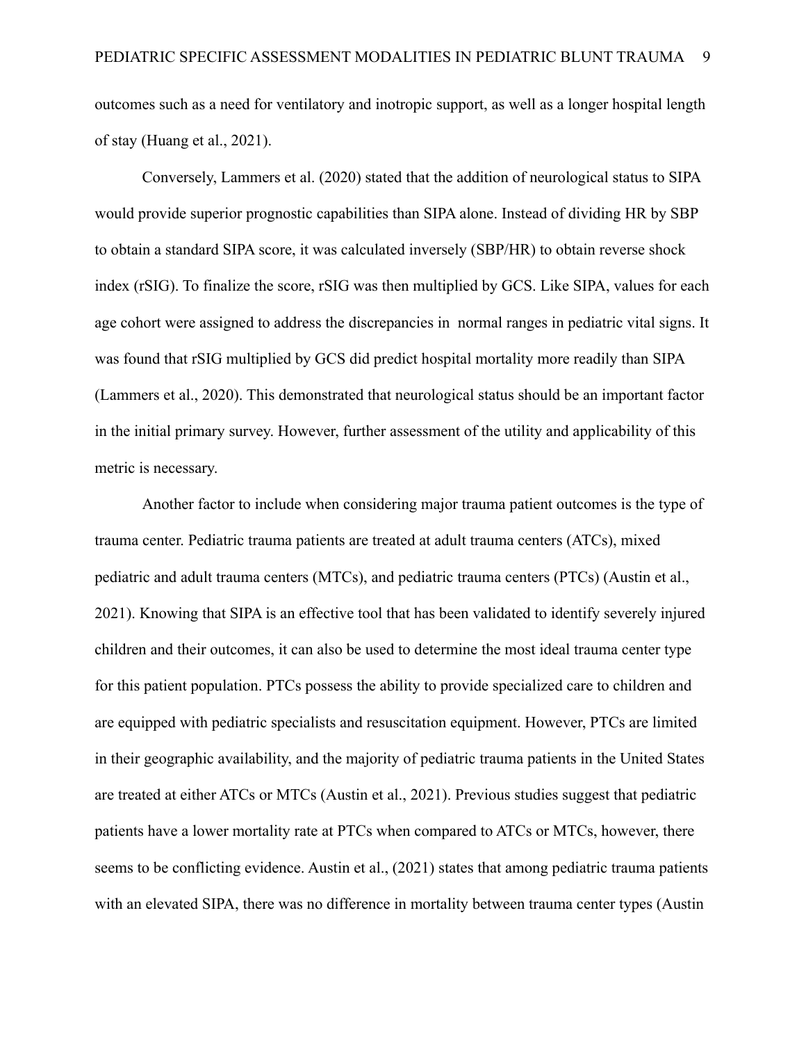outcomes such as a need for ventilatory and inotropic support, as well as a longer hospital length of stay (Huang et al., 2021).

Conversely, Lammers et al. (2020) stated that the addition of neurological status to SIPA would provide superior prognostic capabilities than SIPA alone. Instead of dividing HR by SBP to obtain a standard SIPA score, it was calculated inversely (SBP/HR) to obtain reverse shock index (rSIG). To finalize the score, rSIG was then multiplied by GCS. Like SIPA, values for each age cohort were assigned to address the discrepancies in normal ranges in pediatric vital signs. It was found that rSIG multiplied by GCS did predict hospital mortality more readily than SIPA (Lammers et al., 2020). This demonstrated that neurological status should be an important factor in the initial primary survey. However, further assessment of the utility and applicability of this metric is necessary.

Another factor to include when considering major trauma patient outcomes is the type of trauma center. Pediatric trauma patients are treated at adult trauma centers (ATCs), mixed pediatric and adult trauma centers (MTCs), and pediatric trauma centers (PTCs) (Austin et al., 2021). Knowing that SIPA is an effective tool that has been validated to identify severely injured children and their outcomes, it can also be used to determine the most ideal trauma center type for this patient population. PTCs possess the ability to provide specialized care to children and are equipped with pediatric specialists and resuscitation equipment. However, PTCs are limited in their geographic availability, and the majority of pediatric trauma patients in the United States are treated at either ATCs or MTCs (Austin et al., 2021). Previous studies suggest that pediatric patients have a lower mortality rate at PTCs when compared to ATCs or MTCs, however, there seems to be conflicting evidence. Austin et al., (2021) states that among pediatric trauma patients with an elevated SIPA, there was no difference in mortality between trauma center types (Austin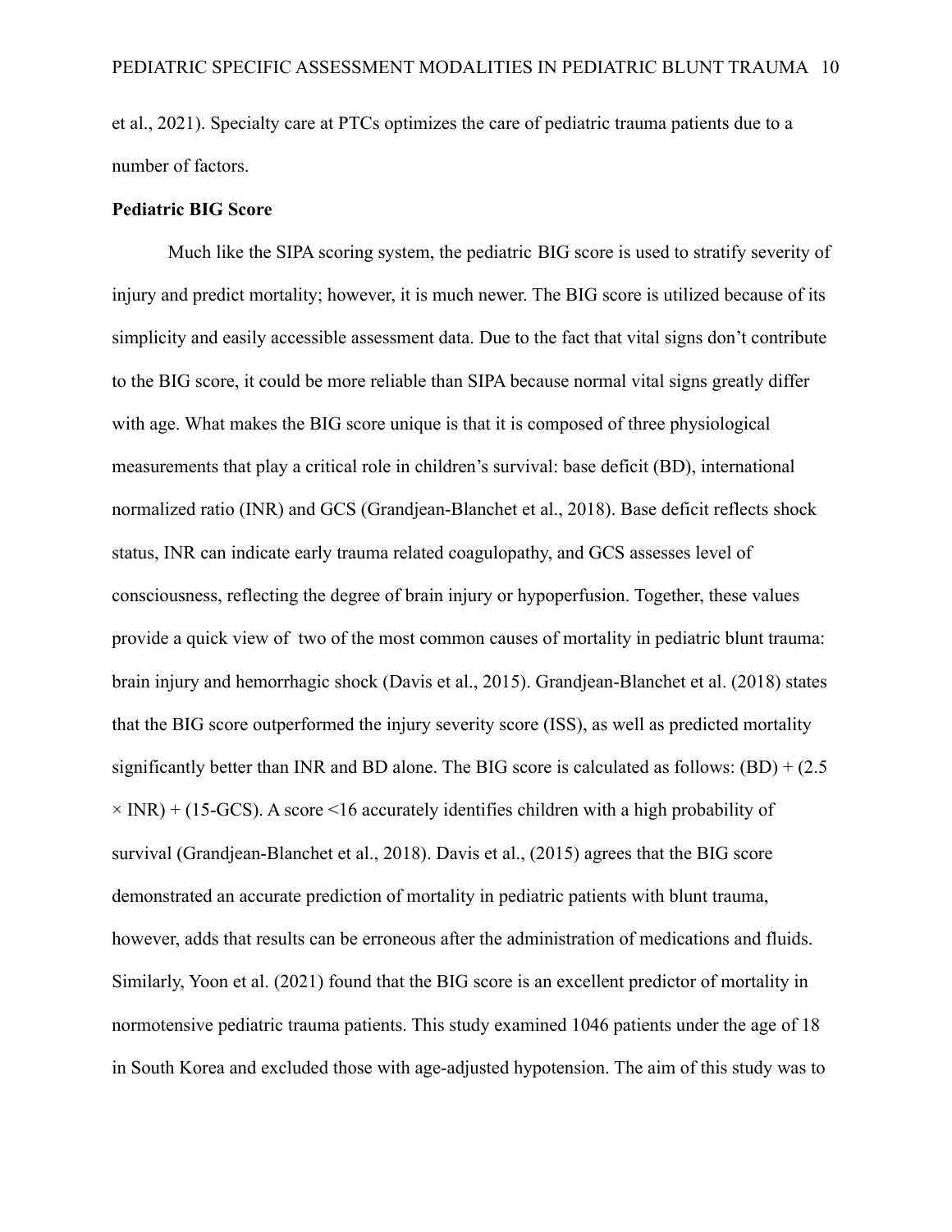et al., 2021). Specialty care at PTCs optimizes the care of pediatric trauma patients due to a number of factors.

**Pediatric BIG Score**

Much like the SIPA scoring system, the pediatric BIG score is used to stratify severity of injury and predict mortality; however, it is much newer. The BIG score is utilized because of its simplicity and easily accessible assessment data. Due to the fact that vital signs don't contribute to the BIG score, it could be more reliable than SIPA because normal vital signs greatly differ with age. What makes the BIG score unique is that it is composed of three physiological measurements that play a critical role in children's survival: base deficit (BD), international normalized ratio (INR) and GCS (Grandjean-Blanchet et al., 2018). Base deficit reflects shock status, INR can indicate early trauma related coagulopathy, and GCS assesses level of consciousness, reflecting the degree of brain injury or hypoperfusion. Together, these values provide a quick view of two of the most common causes of mortality in pediatric blunt trauma: brain injury and hemorrhagic shock (Davis et al., 2015). Grandjean-Blanchet et al. (2018) states that the BIG score outperformed the injury severity score (ISS), as well as predicted mortality significantly better than INR and BD alone. The BIG score is calculated as follows: $(BD) + (2.5 \times INR) + (15\text{-}GCS)$. A score <16 accurately identifies children with a high probability of survival (Grandjean-Blanchet et al., 2018). Davis et al., (2015) agrees that the BIG score demonstrated an accurate prediction of mortality in pediatric patients with blunt trauma, however, adds that results can be erroneous after the administration of medications and fluids. Similarly, Yoon et al. (2021) found that the BIG score is an excellent predictor of mortality in normotensive pediatric trauma patients. This study examined 1046 patients under the age of 18 in South Korea and excluded those with age-adjusted hypotension. The aim of this study was to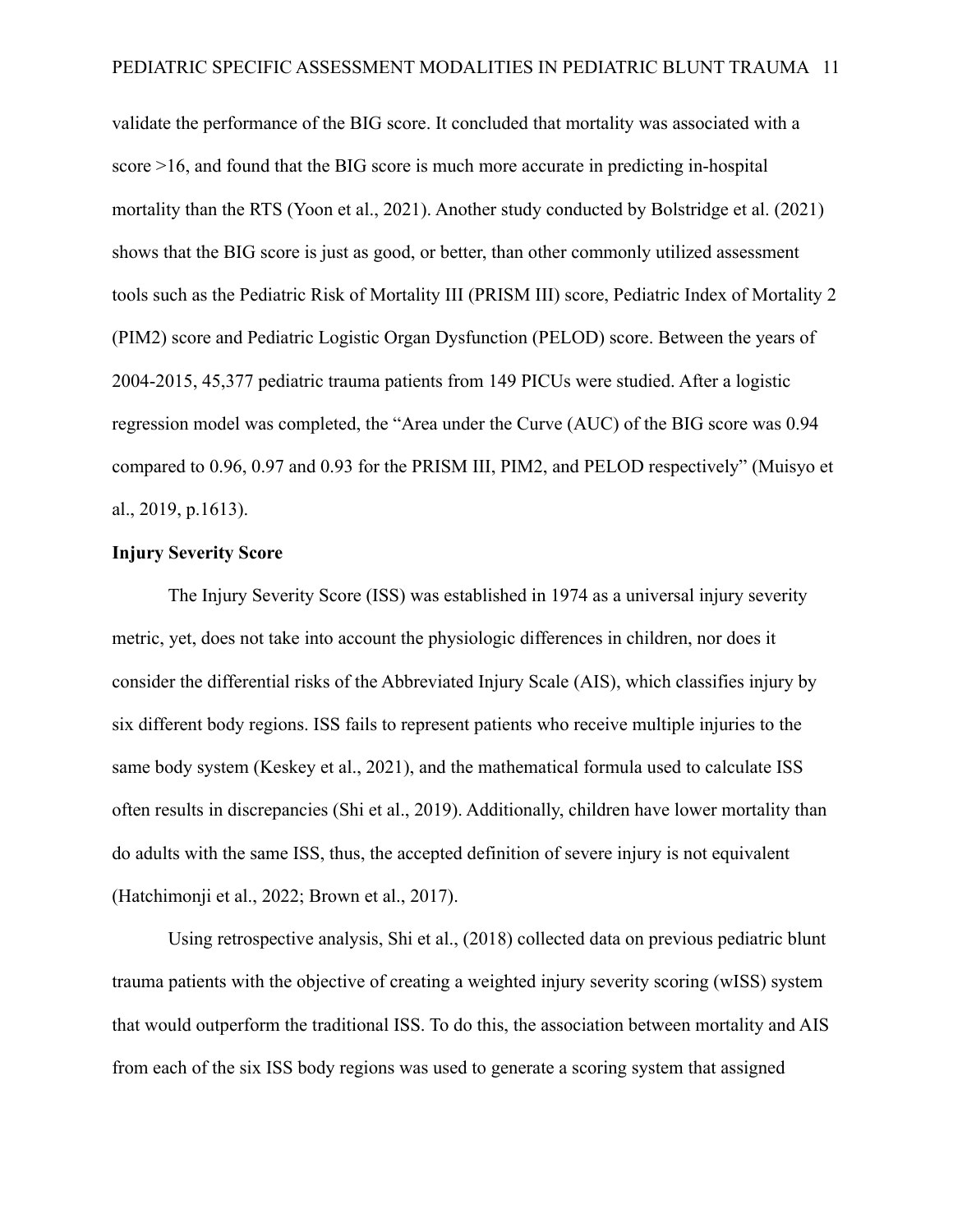validate the performance of the BIG score. It concluded that mortality was associated with a score >16, and found that the BIG score is much more accurate in predicting in-hospital mortality than the RTS (Yoon et al., 2021). Another study conducted by Bolstridge et al. (2021) shows that the BIG score is just as good, or better, than other commonly utilized assessment tools such as the Pediatric Risk of Mortality III (PRISM III) score, Pediatric Index of Mortality 2 (PIM2) score and Pediatric Logistic Organ Dysfunction (PELOD) score. Between the years of 2004-2015, 45,377 pediatric trauma patients from 149 PICUs were studied. After a logistic regression model was completed, the "Area under the Curve (AUC) of the BIG score was 0.94 compared to 0.96, 0.97 and 0.93 for the PRISM III, PIM2, and PELOD respectively" (Muisyo et al., 2019, p.1613).

**Injury Severity Score**

The Injury Severity Score (ISS) was established in 1974 as a universal injury severity metric, yet, does not take into account the physiologic differences in children, nor does it consider the differential risks of the Abbreviated Injury Scale (AIS), which classifies injury by six different body regions. ISS fails to represent patients who receive multiple injuries to the same body system (Keskey et al., 2021), and the mathematical formula used to calculate ISS often results in discrepancies (Shi et al., 2019). Additionally, children have lower mortality than do adults with the same ISS, thus, the accepted definition of severe injury is not equivalent (Hatchimonji et al., 2022; Brown et al., 2017).

Using retrospective analysis, Shi et al., (2018) collected data on previous pediatric blunt trauma patients with the objective of creating a weighted injury severity scoring (wISS) system that would outperform the traditional ISS. To do this, the association between mortality and AIS from each of the six ISS body regions was used to generate a scoring system that assigned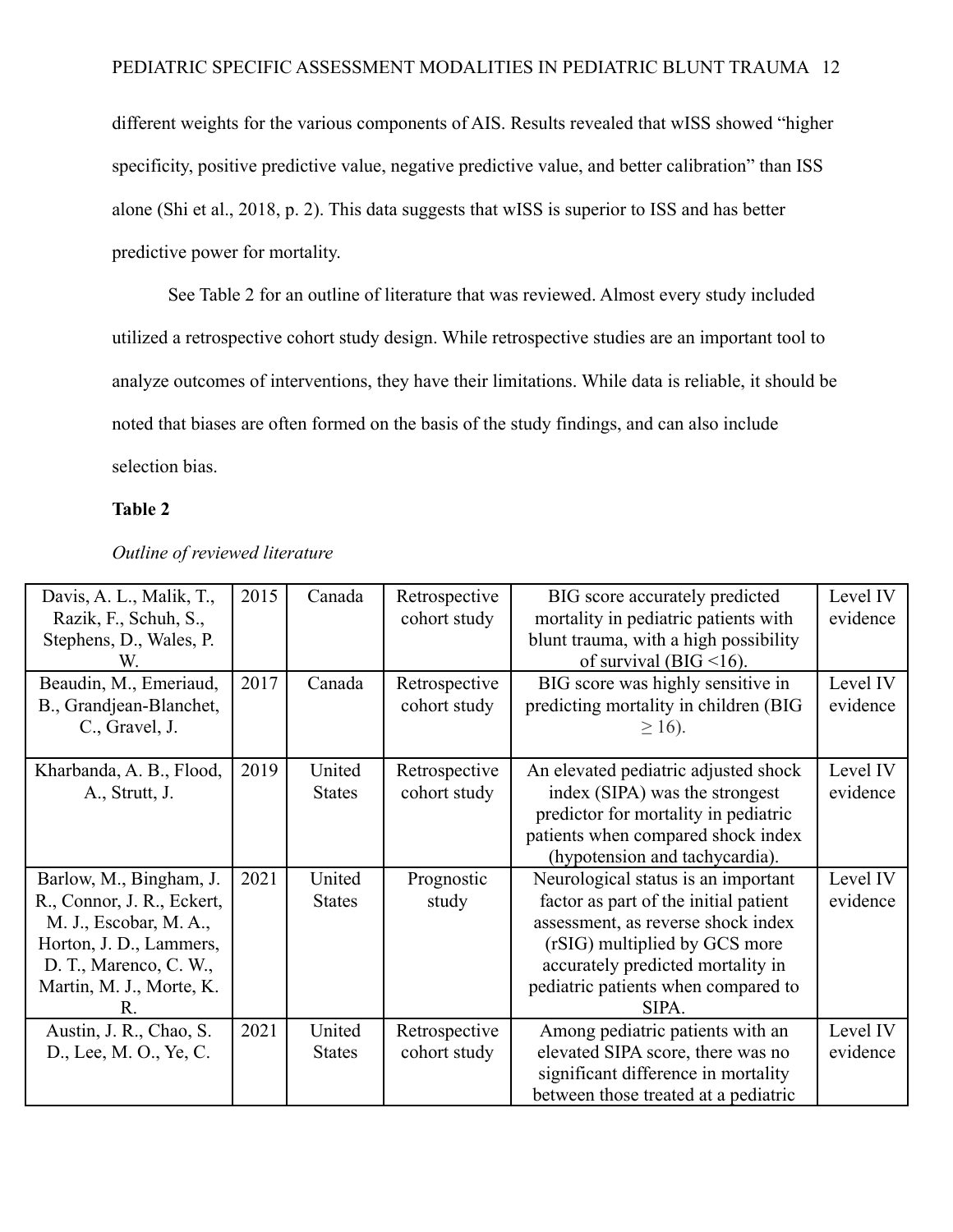different weights for the various components of AIS. Results revealed that wISS showed "higher specificity, positive predictive value, negative predictive value, and better calibration" than ISS alone (Shi et al., 2018, p. 2). This data suggests that wISS is superior to ISS and has better predictive power for mortality.

See Table 2 for an outline of literature that was reviewed. Almost every study included utilized a retrospective cohort study design. While retrospective studies are an important tool to analyze outcomes of interventions, they have their limitations. While data is reliable, it should be noted that biases are often formed on the basis of the study findings, and can also include selection bias.

**Table 2**

*Outline of reviewed literature*

| | | | | | |
|---|---|---|---|---|---|
| Davis, A. L., Malik, T., Razik, F., Schuh, S., Stephens, D., Wales, P. W. | 2015 | Canada | Retrospective cohort study | BIG score accurately predicted mortality in pediatric patients with blunt trauma, with a high possibility of survival (BIG <16). | Level IV evidence |
| Beaudin, M., Emeriaud, B., Grandjean-Blanchet, C., Gravel, J. | 2017 | Canada | Retrospective cohort study | BIG score was highly sensitive in predicting mortality in children (BIG ≥ 16). | Level IV evidence |
| Kharbanda, A. B., Flood, A., Strutt, J. | 2019 | United States | Retrospective cohort study | An elevated pediatric adjusted shock index (SIPA) was the strongest predictor for mortality in pediatric patients when compared shock index (hypotension and tachycardia). | Level IV evidence |
| Barlow, M., Bingham, J. R., Connor, J. R., Eckert, M. J., Escobar, M. A., Horton, J. D., Lammers, D. T., Marenco, C. W., Martin, M. J., Morte, K. R. | 2021 | United States | Prognostic study | Neurological status is an important factor as part of the initial patient assessment, as reverse shock index (rSIG) multiplied by GCS more accurately predicted mortality in pediatric patients when compared to SIPA. | Level IV evidence |
| Austin, J. R., Chao, S. D., Lee, M. O., Ye, C. | 2021 | United States | Retrospective cohort study | Among pediatric patients with an elevated SIPA score, there was no significant difference in mortality between those treated at a pediatric | Level IV evidence |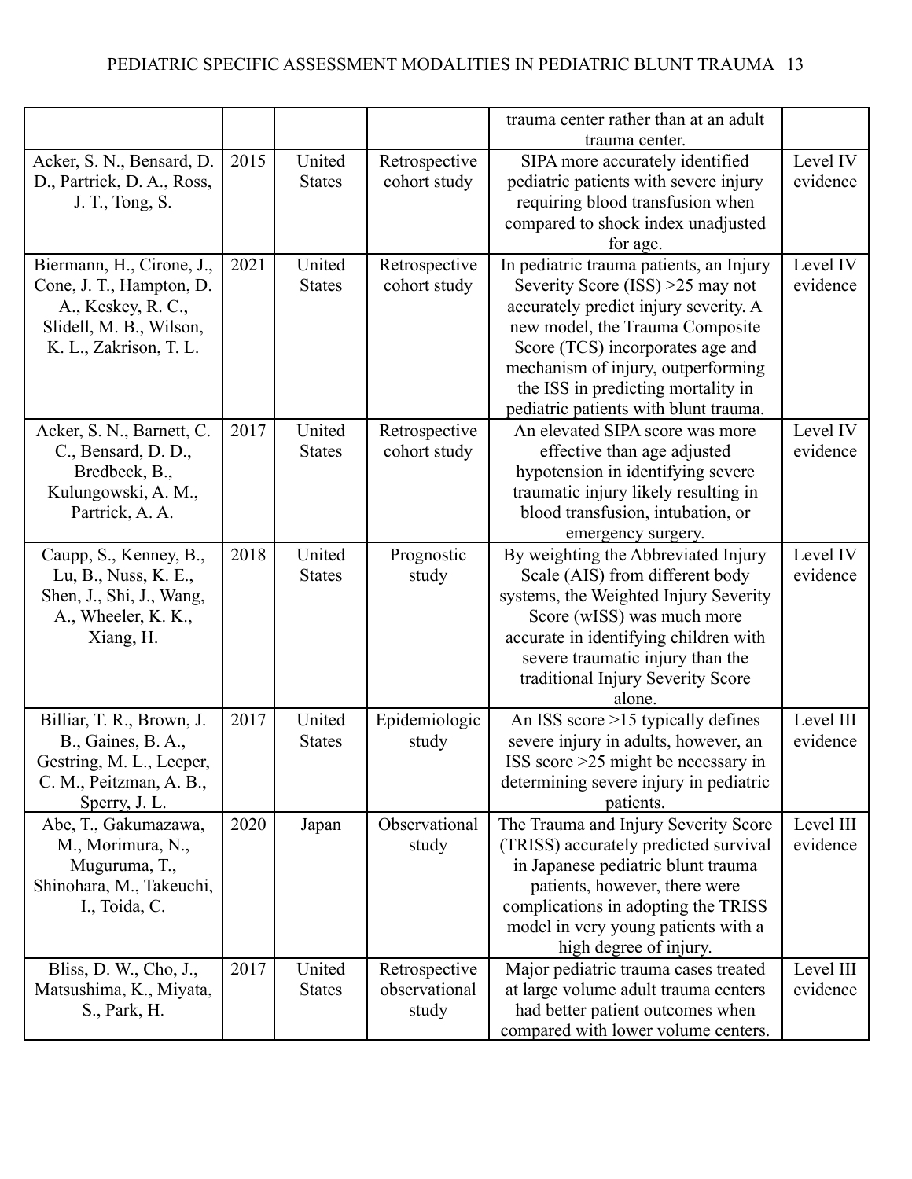| | | | | trauma center rather than at an adult trauma center. | |
|---|---|---|---|---|---|
| Acker, S. N., Bensard, D. D., Partrick, D. A., Ross, J. T., Tong, S. | 2015 | United States | Retrospective cohort study | SIPA more accurately identified pediatric patients with severe injury requiring blood transfusion when compared to shock index unadjusted for age. | Level IV evidence |
| Biermann, H., Cirone, J., Cone, J. T., Hampton, D. A., Keskey, R. C., Slidell, M. B., Wilson, K. L., Zakrison, T. L. | 2021 | United States | Retrospective cohort study | In pediatric trauma patients, an Injury Severity Score (ISS) >25 may not accurately predict injury severity. A new model, the Trauma Composite Score (TCS) incorporates age and mechanism of injury, outperforming the ISS in predicting mortality in pediatric patients with blunt trauma. | Level IV evidence |
| Acker, S. N., Barnett, C. C., Bensard, D. D., Bredbeck, B., Kulungowski, A. M., Partrick, A. A. | 2017 | United States | Retrospective cohort study | An elevated SIPA score was more effective than age adjusted hypotension in identifying severe traumatic injury likely resulting in blood transfusion, intubation, or emergency surgery. | Level IV evidence |
| Caupp, S., Kenney, B., Lu, B., Nuss, K. E., Shen, J., Shi, J., Wang, A., Wheeler, K. K., Xiang, H. | 2018 | United States | Prognostic study | By weighting the Abbreviated Injury Scale (AIS) from different body systems, the Weighted Injury Severity Score (wISS) was much more accurate in identifying children with severe traumatic injury than the traditional Injury Severity Score alone. | Level IV evidence |
| Billiar, T. R., Brown, J. B., Gaines, B. A., Gestring, M. L., Leeper, C. M., Peitzman, A. B., Sperry, J. L. | 2017 | United States | Epidemiologic study | An ISS score >15 typically defines severe injury in adults, however, an ISS score >25 might be necessary in determining severe injury in pediatric patients. | Level III evidence |
| Abe, T., Gakumazawa, M., Morimura, N., Muguruma, T., Shinohara, M., Takeuchi, I., Toida, C. | 2020 | Japan | Observational study | The Trauma and Injury Severity Score (TRISS) accurately predicted survival in Japanese pediatric blunt trauma patients, however, there were complications in adopting the TRISS model in very young patients with a high degree of injury. | Level III evidence |
| Bliss, D. W., Cho, J., Matsushima, K., Miyata, S., Park, H. | 2017 | United States | Retrospective observational study | Major pediatric trauma cases treated at large volume adult trauma centers had better patient outcomes when compared with lower volume centers. | Level III evidence |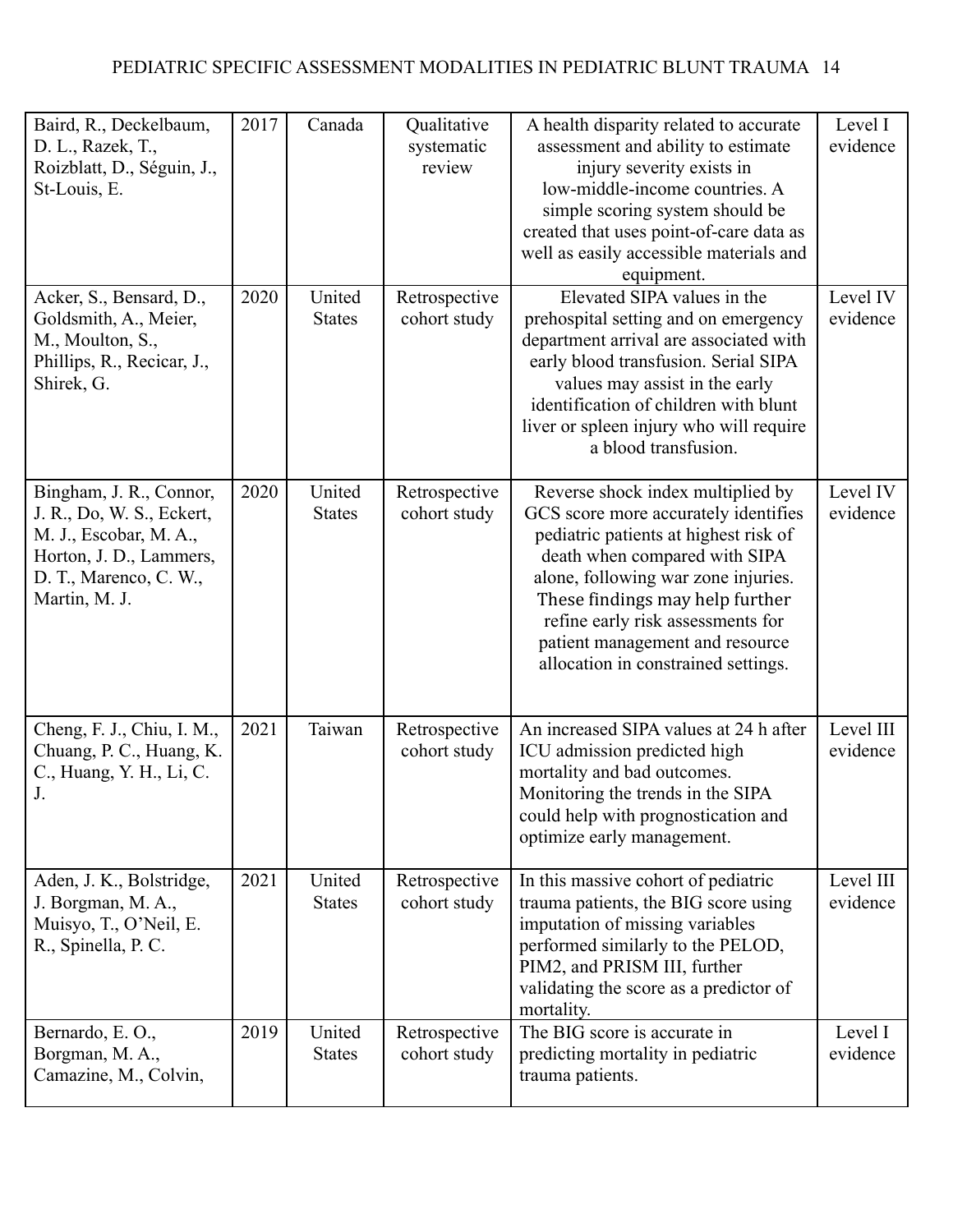| Baird, R., Deckelbaum, D. L., Razek, T., Roizblatt, D., Séguin, J., St-Louis, E. | 2017 | Canada | Qualitative systematic review | A health disparity related to accurate assessment and ability to estimate injury severity exists in low-middle-income countries. A simple scoring system should be created that uses point-of-care data as well as easily accessible materials and equipment. | Level I evidence |
|---|---|---|---|---|---|
| Acker, S., Bensard, D., Goldsmith, A., Meier, M., Moulton, S., Phillips, R., Recicar, J., Shirek, G. | 2020 | United States | Retrospective cohort study | Elevated SIPA values in the prehospital setting and on emergency department arrival are associated with early blood transfusion. Serial SIPA values may assist in the early identification of children with blunt liver or spleen injury who will require a blood transfusion. | Level IV evidence |
| Bingham, J. R., Connor, J. R., Do, W. S., Eckert, M. J., Escobar, M. A., Horton, J. D., Lammers, D. T., Marenco, C. W., Martin, M. J. | 2020 | United States | Retrospective cohort study | Reverse shock index multiplied by GCS score more accurately identifies pediatric patients at highest risk of death when compared with SIPA alone, following war zone injuries. These findings may help further refine early risk assessments for patient management and resource allocation in constrained settings. | Level IV evidence |
| Cheng, F. J., Chiu, I. M., Chuang, P. C., Huang, K. C., Huang, Y. H., Li, C. J. | 2021 | Taiwan | Retrospective cohort study | An increased SIPA values at 24 h after ICU admission predicted high mortality and bad outcomes. Monitoring the trends in the SIPA could help with prognostication and optimize early management. | Level III evidence |
| Aden, J. K., Bolstridge, J. Borgman, M. A., Muisyo, T., O'Neil, E. R., Spinella, P. C. | 2021 | United States | Retrospective cohort study | In this massive cohort of pediatric trauma patients, the BIG score using imputation of missing variables performed similarly to the PELOD, PIM2, and PRISM III, further validating the score as a predictor of mortality. | Level III evidence |
| Bernardo, E. O., Borgman, M. A., Camazine, M., Colvin, | 2019 | United States | Retrospective cohort study | The BIG score is accurate in predicting mortality in pediatric trauma patients. | Level I evidence |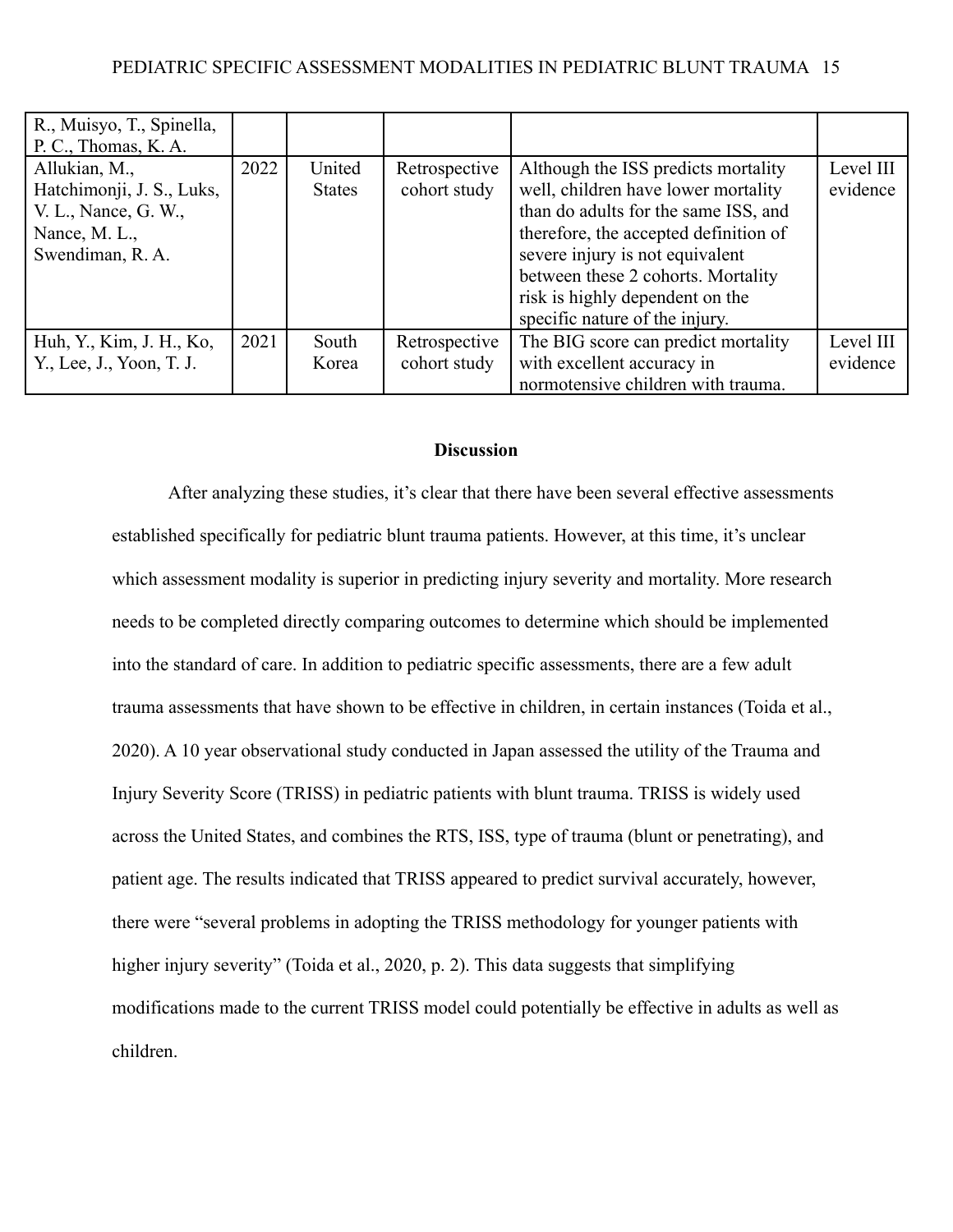| | | | | | |
|---|---|---|---|---|---|
| R., Muisyo, T., Spinella, P. C., Thomas, K. A. | | | | | |
| Allukian, M., Hatchimonji, J. S., Luks, V. L., Nance, G. W., Nance, M. L., Swendiman, R. A. | 2022 | United States | Retrospective cohort study | Although the ISS predicts mortality well, children have lower mortality than do adults for the same ISS, and therefore, the accepted definition of severe injury is not equivalent between these 2 cohorts. Mortality risk is highly dependent on the specific nature of the injury. | Level III evidence |
| Huh, Y., Kim, J. H., Ko, Y., Lee, J., Yoon, T. J. | 2021 | South Korea | Retrospective cohort study | The BIG score can predict mortality with excellent accuracy in normotensive children with trauma. | Level III evidence |

## Discussion

After analyzing these studies, it's clear that there have been several effective assessments established specifically for pediatric blunt trauma patients. However, at this time, it's unclear which assessment modality is superior in predicting injury severity and mortality. More research needs to be completed directly comparing outcomes to determine which should be implemented into the standard of care. In addition to pediatric specific assessments, there are a few adult trauma assessments that have shown to be effective in children, in certain instances (Toida et al., 2020). A 10 year observational study conducted in Japan assessed the utility of the Trauma and Injury Severity Score (TRISS) in pediatric patients with blunt trauma. TRISS is widely used across the United States, and combines the RTS, ISS, type of trauma (blunt or penetrating), and patient age. The results indicated that TRISS appeared to predict survival accurately, however, there were "several problems in adopting the TRISS methodology for younger patients with higher injury severity" (Toida et al., 2020, p. 2). This data suggests that simplifying modifications made to the current TRISS model could potentially be effective in adults as well as children.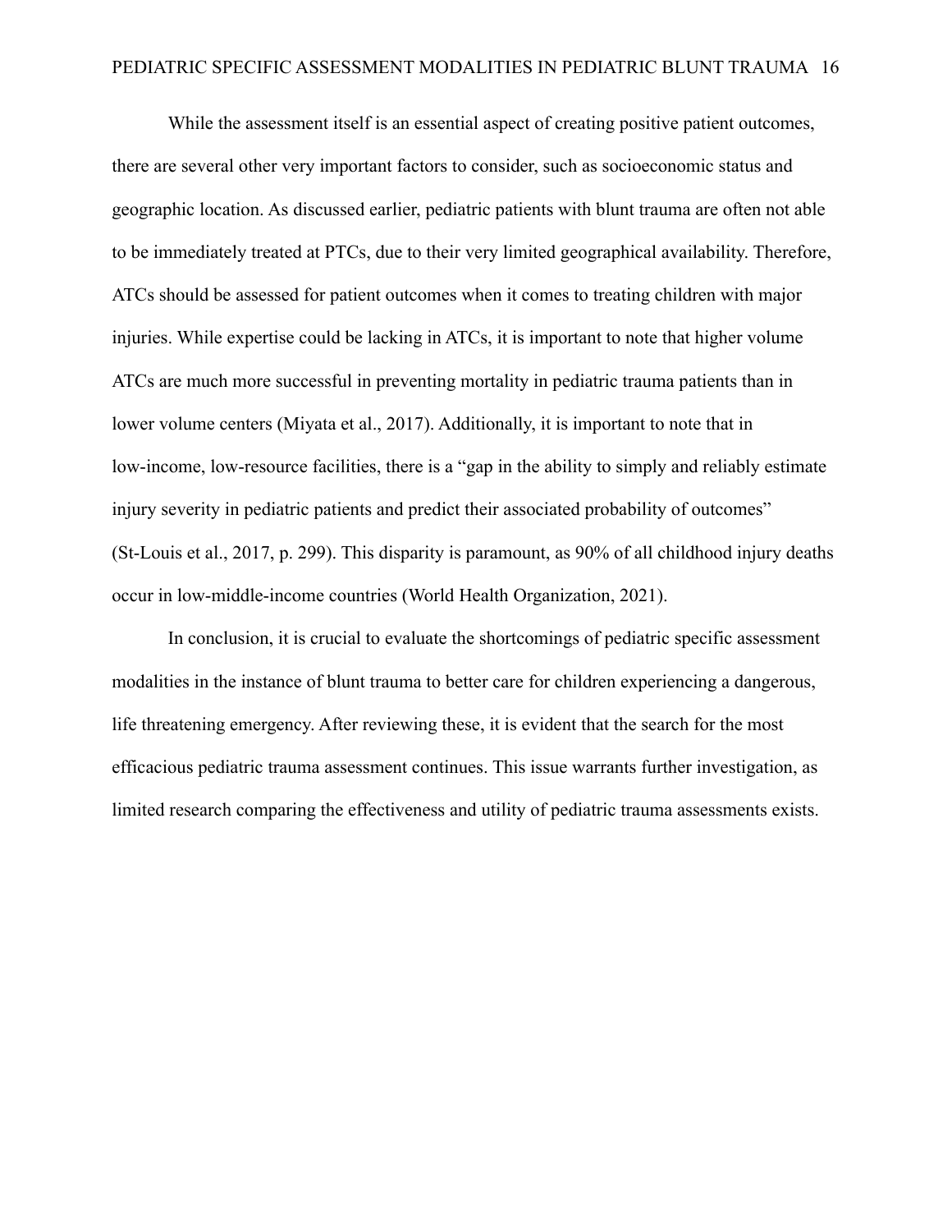While the assessment itself is an essential aspect of creating positive patient outcomes, there are several other very important factors to consider, such as socioeconomic status and geographic location. As discussed earlier, pediatric patients with blunt trauma are often not able to be immediately treated at PTCs, due to their very limited geographical availability. Therefore, ATCs should be assessed for patient outcomes when it comes to treating children with major injuries. While expertise could be lacking in ATCs, it is important to note that higher volume ATCs are much more successful in preventing mortality in pediatric trauma patients than in lower volume centers (Miyata et al., 2017). Additionally, it is important to note that in low-income, low-resource facilities, there is a "gap in the ability to simply and reliably estimate injury severity in pediatric patients and predict their associated probability of outcomes" (St-Louis et al., 2017, p. 299). This disparity is paramount, as 90% of all childhood injury deaths occur in low-middle-income countries (World Health Organization, 2021).

In conclusion, it is crucial to evaluate the shortcomings of pediatric specific assessment modalities in the instance of blunt trauma to better care for children experiencing a dangerous, life threatening emergency. After reviewing these, it is evident that the search for the most efficacious pediatric trauma assessment continues. This issue warrants further investigation, as limited research comparing the effectiveness and utility of pediatric trauma assessments exists.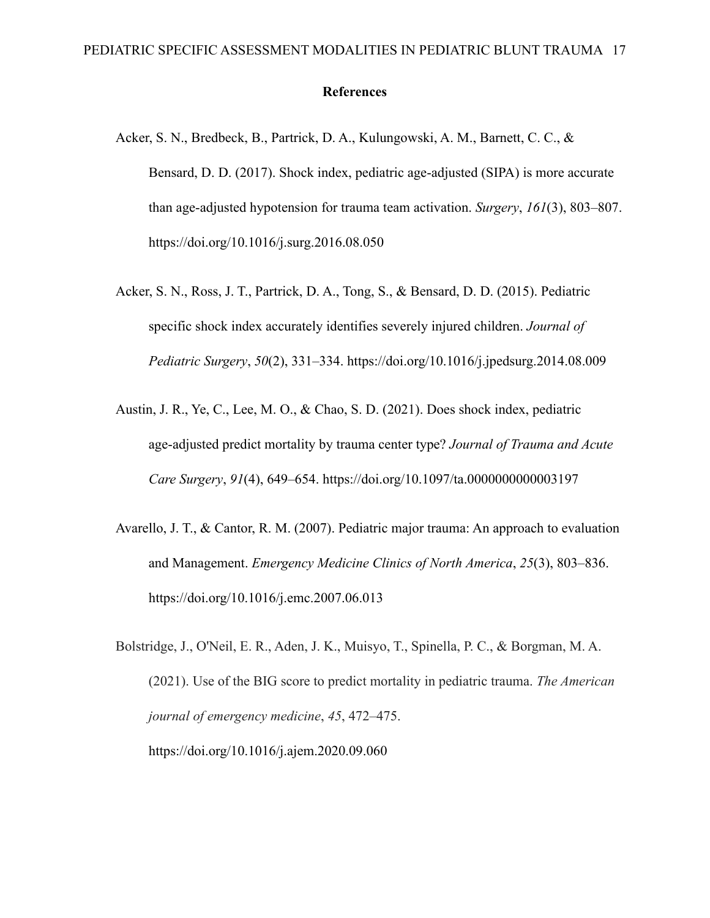## References

Acker, S. N., Bredbeck, B., Partrick, D. A., Kulungowski, A. M., Barnett, C. C., & Bensard, D. D. (2017). Shock index, pediatric age-adjusted (SIPA) is more accurate than age-adjusted hypotension for trauma team activation. *Surgery*, *161*(3), 803–807. https://doi.org/10.1016/j.surg.2016.08.050

Acker, S. N., Ross, J. T., Partrick, D. A., Tong, S., & Bensard, D. D. (2015). Pediatric specific shock index accurately identifies severely injured children. *Journal of Pediatric Surgery*, *50*(2), 331–334. https://doi.org/10.1016/j.jpedsurg.2014.08.009

Austin, J. R., Ye, C., Lee, M. O., & Chao, S. D. (2021). Does shock index, pediatric age-adjusted predict mortality by trauma center type? *Journal of Trauma and Acute Care Surgery*, *91*(4), 649–654. https://doi.org/10.1097/ta.0000000000003197

Avarello, J. T., & Cantor, R. M. (2007). Pediatric major trauma: An approach to evaluation and Management. *Emergency Medicine Clinics of North America*, *25*(3), 803–836. https://doi.org/10.1016/j.emc.2007.06.013

Bolstridge, J., O'Neil, E. R., Aden, J. K., Muisyo, T., Spinella, P. C., & Borgman, M. A. (2021). Use of the BIG score to predict mortality in pediatric trauma. *The American journal of emergency medicine*, *45*, 472–475. https://doi.org/10.1016/j.ajem.2020.09.060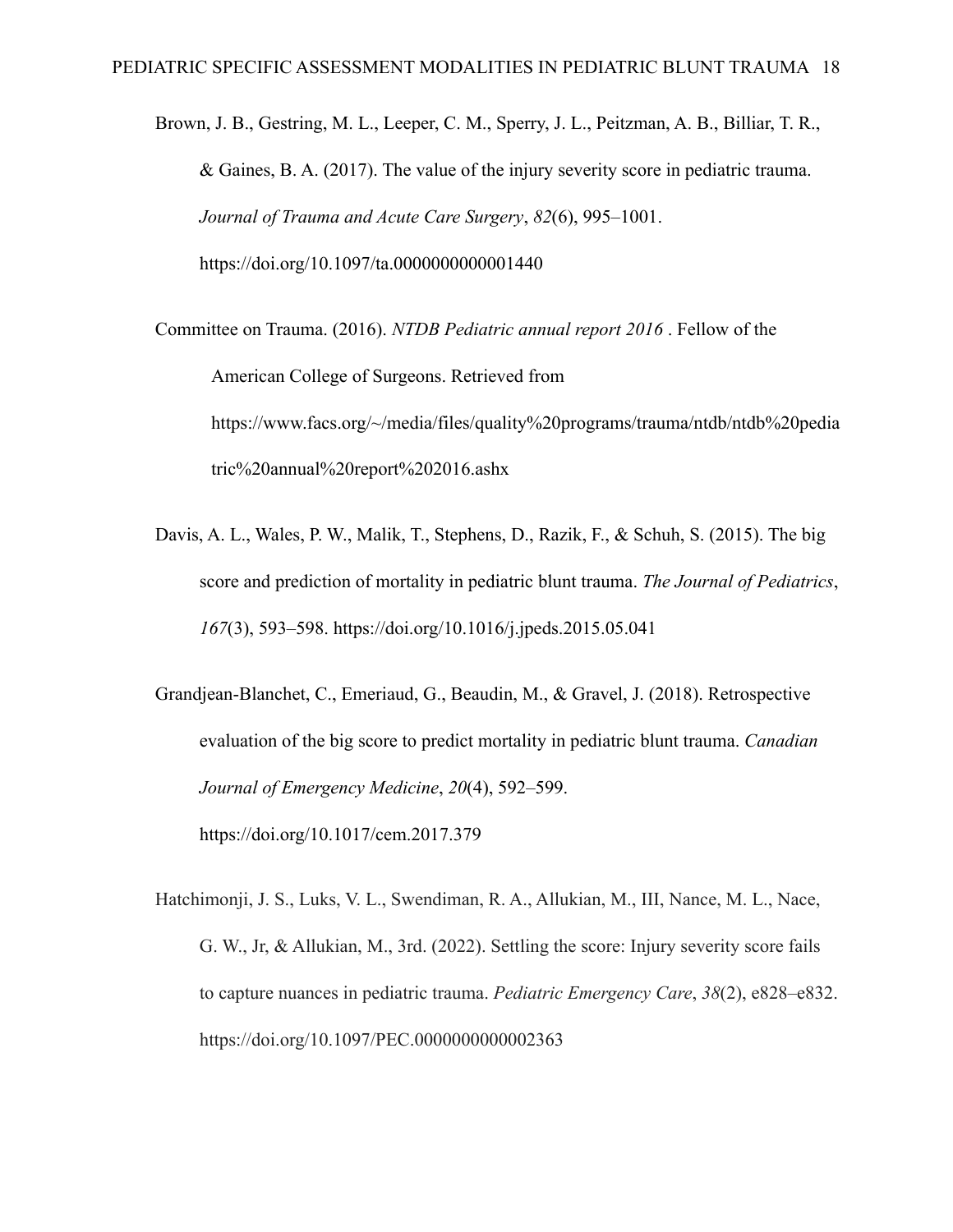Brown, J. B., Gestring, M. L., Leeper, C. M., Sperry, J. L., Peitzman, A. B., Billiar, T. R., & Gaines, B. A. (2017). The value of the injury severity score in pediatric trauma. *Journal of Trauma and Acute Care Surgery*, *82*(6), 995–1001. https://doi.org/10.1097/ta.0000000000001440

Committee on Trauma. (2016). *NTDB Pediatric annual report 2016* . Fellow of the American College of Surgeons. Retrieved from https://www.facs.org/~/media/files/quality%20programs/trauma/ntdb/ntdb%20pediatric%20annual%20report%202016.ashx

Davis, A. L., Wales, P. W., Malik, T., Stephens, D., Razik, F., & Schuh, S. (2015). The big score and prediction of mortality in pediatric blunt trauma. *The Journal of Pediatrics*, *167*(3), 593–598. https://doi.org/10.1016/j.jpeds.2015.05.041

Grandjean-Blanchet, C., Emeriaud, G., Beaudin, M., & Gravel, J. (2018). Retrospective evaluation of the big score to predict mortality in pediatric blunt trauma. *Canadian Journal of Emergency Medicine*, *20*(4), 592–599. https://doi.org/10.1017/cem.2017.379

Hatchimonji, J. S., Luks, V. L., Swendiman, R. A., Allukian, M., III, Nance, M. L., Nace, G. W., Jr, & Allukian, M., 3rd. (2022). Settling the score: Injury severity score fails to capture nuances in pediatric trauma. *Pediatric Emergency Care*, *38*(2), e828–e832. https://doi.org/10.1097/PEC.0000000000002363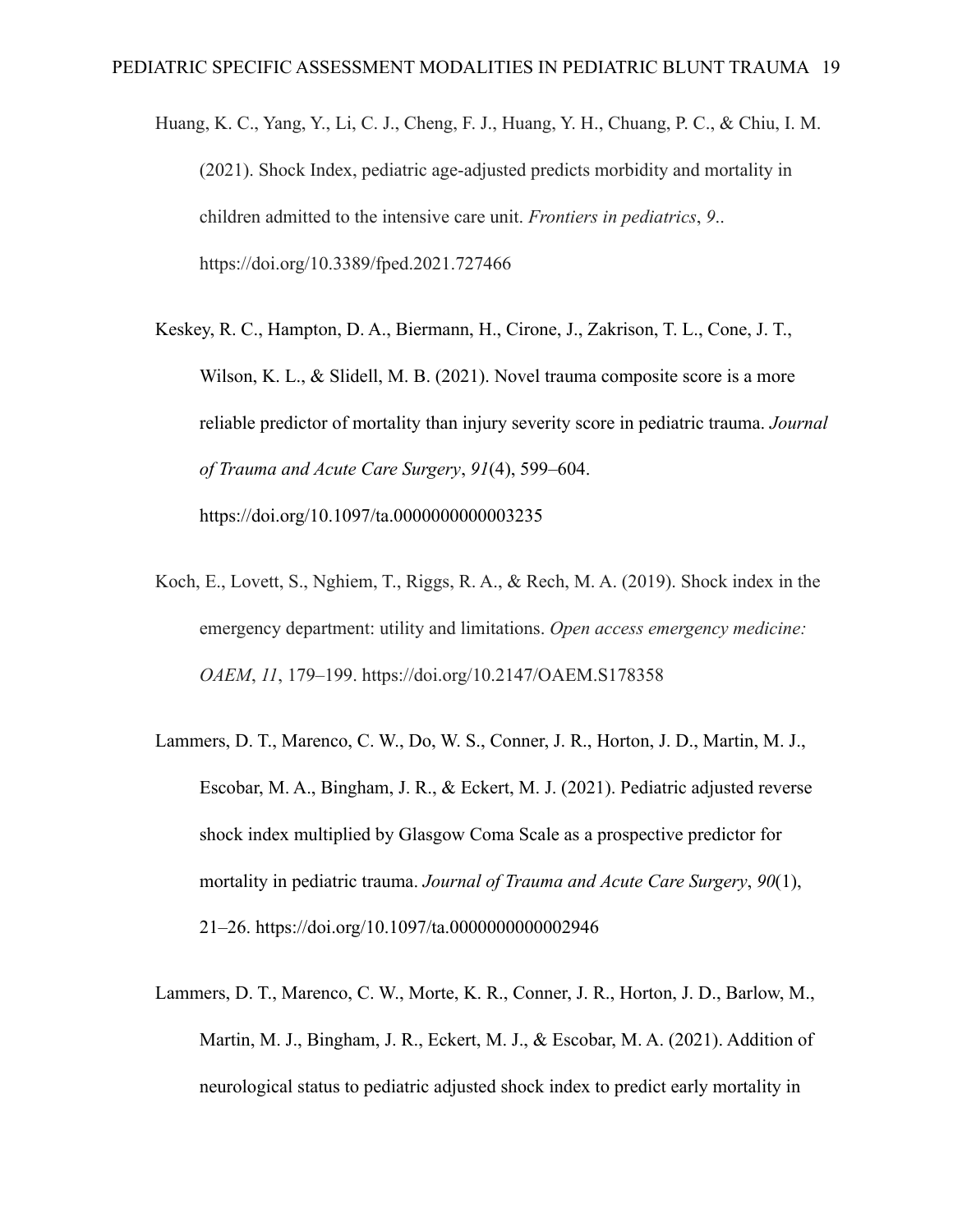Huang, K. C., Yang, Y., Li, C. J., Cheng, F. J., Huang, Y. H., Chuang, P. C., & Chiu, I. M. (2021). Shock Index, pediatric age-adjusted predicts morbidity and mortality in children admitted to the intensive care unit. *Frontiers in pediatrics*, *9*.. https://doi.org/10.3389/fped.2021.727466

Keskey, R. C., Hampton, D. A., Biermann, H., Cirone, J., Zakrison, T. L., Cone, J. T., Wilson, K. L., & Slidell, M. B. (2021). Novel trauma composite score is a more reliable predictor of mortality than injury severity score in pediatric trauma. *Journal of Trauma and Acute Care Surgery*, *91*(4), 599–604. https://doi.org/10.1097/ta.0000000000003235

Koch, E., Lovett, S., Nghiem, T., Riggs, R. A., & Rech, M. A. (2019). Shock index in the emergency department: utility and limitations. *Open access emergency medicine: OAEM*, *11*, 179–199. https://doi.org/10.2147/OAEM.S178358

Lammers, D. T., Marenco, C. W., Do, W. S., Conner, J. R., Horton, J. D., Martin, M. J., Escobar, M. A., Bingham, J. R., & Eckert, M. J. (2021). Pediatric adjusted reverse shock index multiplied by Glasgow Coma Scale as a prospective predictor for mortality in pediatric trauma. *Journal of Trauma and Acute Care Surgery*, *90*(1), 21–26. https://doi.org/10.1097/ta.0000000000002946

Lammers, D. T., Marenco, C. W., Morte, K. R., Conner, J. R., Horton, J. D., Barlow, M., Martin, M. J., Bingham, J. R., Eckert, M. J., & Escobar, M. A. (2021). Addition of neurological status to pediatric adjusted shock index to predict early mortality in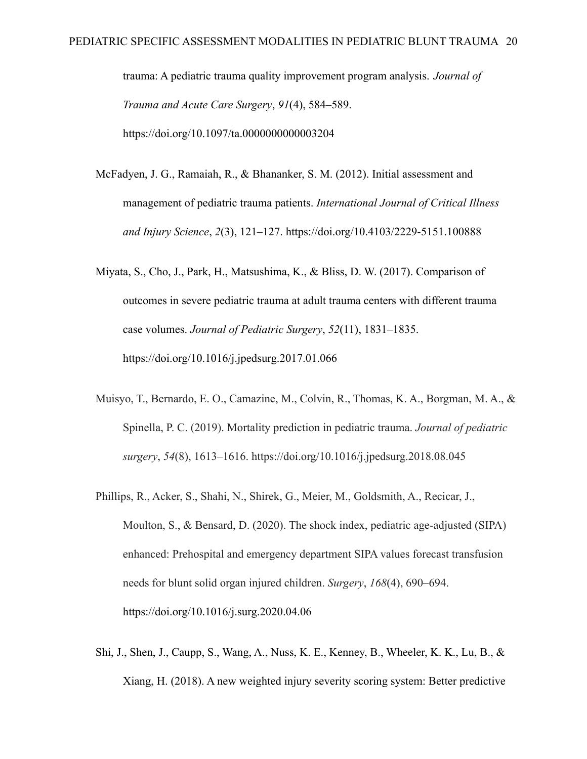trauma: A pediatric trauma quality improvement program analysis. *Journal of Trauma and Acute Care Surgery*, *91*(4), 584–589. https://doi.org/10.1097/ta.0000000000003204

McFadyen, J. G., Ramaiah, R., & Bhananker, S. M. (2012). Initial assessment and management of pediatric trauma patients. *International Journal of Critical Illness and Injury Science*, *2*(3), 121–127. https://doi.org/10.4103/2229-5151.100888

Miyata, S., Cho, J., Park, H., Matsushima, K., & Bliss, D. W. (2017). Comparison of outcomes in severe pediatric trauma at adult trauma centers with different trauma case volumes. *Journal of Pediatric Surgery*, *52*(11), 1831–1835. https://doi.org/10.1016/j.jpedsurg.2017.01.066

Muisyo, T., Bernardo, E. O., Camazine, M., Colvin, R., Thomas, K. A., Borgman, M. A., & Spinella, P. C. (2019). Mortality prediction in pediatric trauma. *Journal of pediatric surgery*, *54*(8), 1613–1616. https://doi.org/10.1016/j.jpedsurg.2018.08.045

Phillips, R., Acker, S., Shahi, N., Shirek, G., Meier, M., Goldsmith, A., Recicar, J., Moulton, S., & Bensard, D. (2020). The shock index, pediatric age-adjusted (SIPA) enhanced: Prehospital and emergency department SIPA values forecast transfusion needs for blunt solid organ injured children. *Surgery*, *168*(4), 690–694. https://doi.org/10.1016/j.surg.2020.04.06

Shi, J., Shen, J., Caupp, S., Wang, A., Nuss, K. E., Kenney, B., Wheeler, K. K., Lu, B., & Xiang, H. (2018). A new weighted injury severity scoring system: Better predictive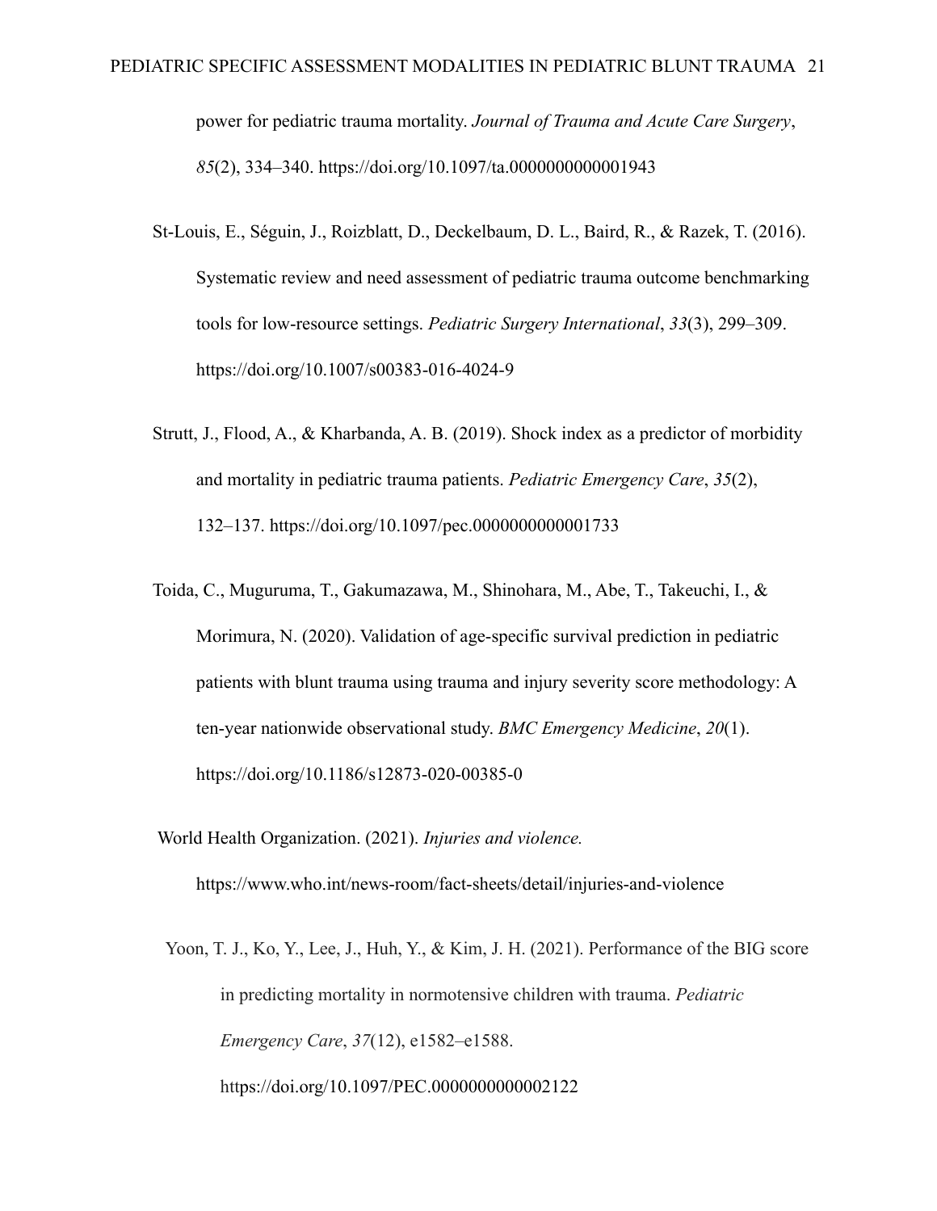power for pediatric trauma mortality. *Journal of Trauma and Acute Care Surgery*, *85*(2), 334–340. https://doi.org/10.1097/ta.0000000000001943

St-Louis, E., Séguin, J., Roizblatt, D., Deckelbaum, D. L., Baird, R., & Razek, T. (2016). Systematic review and need assessment of pediatric trauma outcome benchmarking tools for low-resource settings. *Pediatric Surgery International*, *33*(3), 299–309. https://doi.org/10.1007/s00383-016-4024-9

Strutt, J., Flood, A., & Kharbanda, A. B. (2019). Shock index as a predictor of morbidity and mortality in pediatric trauma patients. *Pediatric Emergency Care*, *35*(2), 132–137. https://doi.org/10.1097/pec.0000000000001733

Toida, C., Muguruma, T., Gakumazawa, M., Shinohara, M., Abe, T., Takeuchi, I., & Morimura, N. (2020). Validation of age-specific survival prediction in pediatric patients with blunt trauma using trauma and injury severity score methodology: A ten-year nationwide observational study. *BMC Emergency Medicine*, *20*(1). https://doi.org/10.1186/s12873-020-00385-0

World Health Organization. (2021). *Injuries and violence.* https://www.who.int/news-room/fact-sheets/detail/injuries-and-violence

Yoon, T. J., Ko, Y., Lee, J., Huh, Y., & Kim, J. H. (2021). Performance of the BIG score in predicting mortality in normotensive children with trauma. *Pediatric Emergency Care*, *37*(12), e1582–e1588. https://doi.org/10.1097/PEC.0000000000002122